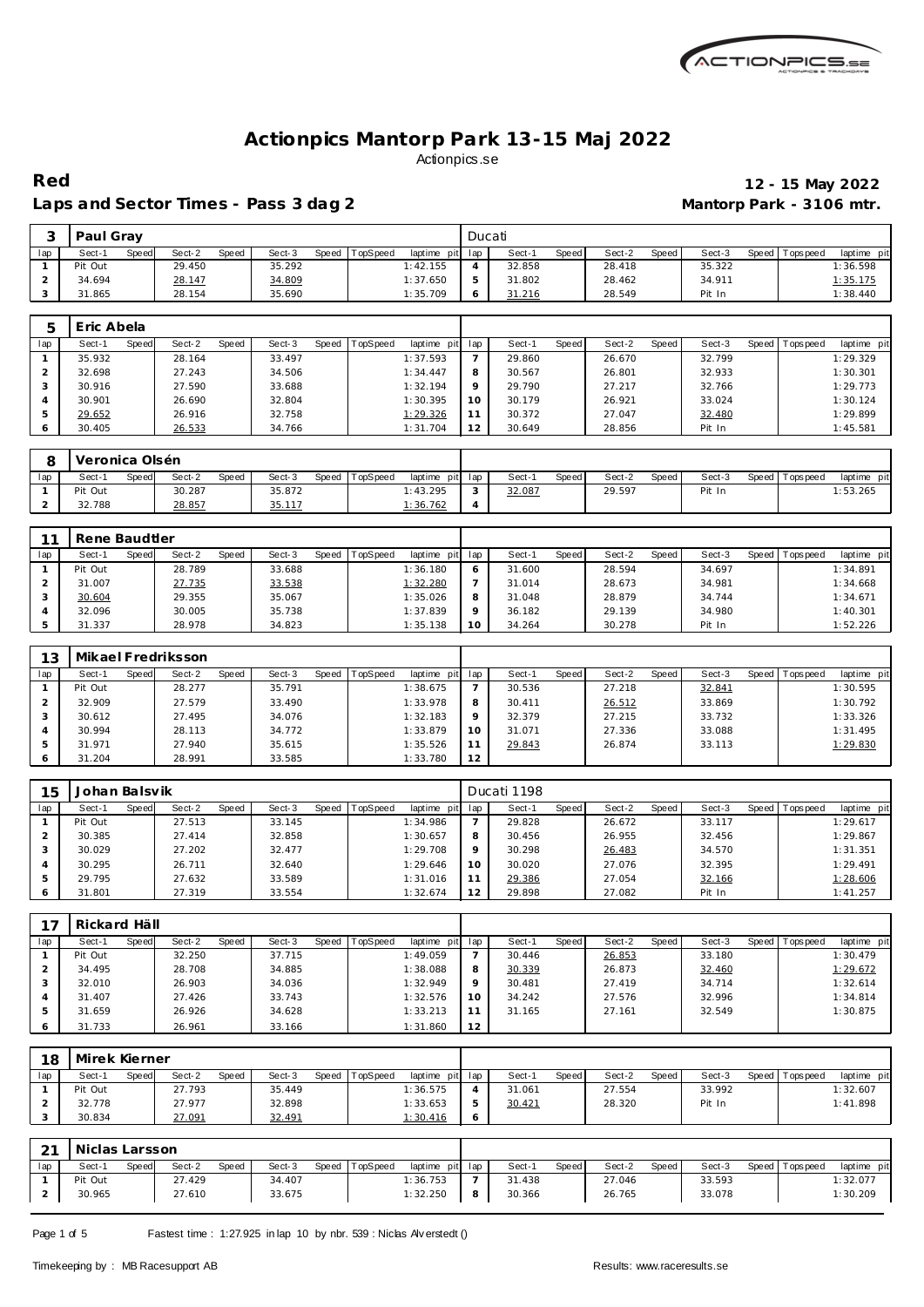# Actionpics Mantorp Park 13-15 Maj 2022

Actionpics.se

**Red** — **12 - 15 May 2022**

**Laps and Sector Times - Pass 3 dag 2** — **Mantorp Park - 3106 mtr.**

| 3 | Paul Gray | | | | | | | | Ducati | | | | | | | | |
|---|---|---|---|---|---|---|---|---|---|---|---|---|---|---|---|---|---|
| lap | Sect-1 | Speed | Sect-2 | Speed | Sect-3 | Speed | TopSpeed | laptime pit | lap | Sect-1 | Speed | Sect-2 | Speed | Sect-3 | Speed | Topspeed | laptime pit |
| 1 | Pit Out | | 29.450 | | 35.292 | | | 1:42.155 | 4 | 32.858 | | 28.418 | | 35.322 | | | 1:36.598 |
| 2 | 34.694 | | 28.147 | | 34.809 | | | 1:37.650 | 5 | 31.802 | | 28.462 | | 34.911 | | | 1:35.175 |
| 3 | 31.865 | | 28.154 | | 35.690 | | | 1:35.709 | 6 | 31.216 | | 28.549 | | Pit In | | | 1:38.440 |

| 5 | Eric Abela | | | | | | | | | | | | | | | | |
|---|---|---|---|---|---|---|---|---|---|---|---|---|---|---|---|---|---|
| lap | Sect-1 | Speed | Sect-2 | Speed | Sect-3 | Speed | TopSpeed | laptime pit | lap | Sect-1 | Speed | Sect-2 | Speed | Sect-3 | Speed | Topspeed | laptime pit |
| 1 | 35.932 | | 28.164 | | 33.497 | | | 1:37.593 | 7 | 29.860 | | 26.670 | | 32.799 | | | 1:29.329 |
| 2 | 32.698 | | 27.243 | | 34.506 | | | 1:34.447 | 8 | 30.567 | | 26.801 | | 32.933 | | | 1:30.301 |
| 3 | 30.916 | | 27.590 | | 33.688 | | | 1:32.194 | 9 | 29.790 | | 27.217 | | 32.766 | | | 1:29.773 |
| 4 | 30.901 | | 26.690 | | 32.804 | | | 1:30.395 | 10 | 30.179 | | 26.921 | | 33.024 | | | 1:30.124 |
| 5 | 29.652 | | 26.916 | | 32.758 | | | 1:29.326 | 11 | 30.372 | | 27.047 | | 32.480 | | | 1:29.899 |
| 6 | 30.405 | | 26.533 | | 34.766 | | | 1:31.704 | 12 | 30.649 | | 28.856 | | Pit In | | | 1:45.581 |

| 8 | Veronica Olsén | | | | | | | | | | | | | | | | |
|---|---|---|---|---|---|---|---|---|---|---|---|---|---|---|---|---|---|
| lap | Sect-1 | Speed | Sect-2 | Speed | Sect-3 | Speed | TopSpeed | laptime pit | lap | Sect-1 | Speed | Sect-2 | Speed | Sect-3 | Speed | Topspeed | laptime pit |
| 1 | Pit Out | | 30.287 | | 35.872 | | | 1:43.295 | 3 | 32.087 | | 29.597 | | Pit In | | | 1:53.265 |
| 2 | 32.788 | | 28.857 | | 35.117 | | | 1:36.762 | 4 | | | | | | | | |

| 11 | Rene Baudtler | | | | | | | | | | | | | | | | |
|---|---|---|---|---|---|---|---|---|---|---|---|---|---|---|---|---|---|
| lap | Sect-1 | Speed | Sect-2 | Speed | Sect-3 | Speed | TopSpeed | laptime pit | lap | Sect-1 | Speed | Sect-2 | Speed | Sect-3 | Speed | Topspeed | laptime pit |
| 1 | Pit Out | | 28.789 | | 33.688 | | | 1:36.180 | 6 | 31.600 | | 28.594 | | 34.697 | | | 1:34.891 |
| 2 | 31.007 | | 27.735 | | 33.538 | | | 1:32.280 | 7 | 31.014 | | 28.673 | | 34.981 | | | 1:34.668 |
| 3 | 30.604 | | 29.355 | | 35.067 | | | 1:35.026 | 8 | 31.048 | | 28.879 | | 34.744 | | | 1:34.671 |
| 4 | 32.096 | | 30.005 | | 35.738 | | | 1:37.839 | 9 | 36.182 | | 29.139 | | 34.980 | | | 1:40.301 |
| 5 | 31.337 | | 28.978 | | 34.823 | | | 1:35.138 | 10 | 34.264 | | 30.278 | | Pit In | | | 1:52.226 |

| 13 | Mikael Fredriksson | | | | | | | | | | | | | | | | |
|---|---|---|---|---|---|---|---|---|---|---|---|---|---|---|---|---|---|
| lap | Sect-1 | Speed | Sect-2 | Speed | Sect-3 | Speed | TopSpeed | laptime pit | lap | Sect-1 | Speed | Sect-2 | Speed | Sect-3 | Speed | Topspeed | laptime pit |
| 1 | Pit Out | | 28.277 | | 35.791 | | | 1:38.675 | 7 | 30.536 | | 27.218 | | 32.841 | | | 1:30.595 |
| 2 | 32.909 | | 27.579 | | 33.490 | | | 1:33.978 | 8 | 30.411 | | 26.512 | | 33.869 | | | 1:30.792 |
| 3 | 30.612 | | 27.495 | | 34.076 | | | 1:32.183 | 9 | 32.379 | | 27.215 | | 33.732 | | | 1:33.326 |
| 4 | 30.994 | | 28.113 | | 34.772 | | | 1:33.879 | 10 | 31.071 | | 27.336 | | 33.088 | | | 1:31.495 |
| 5 | 31.971 | | 27.940 | | 35.615 | | | 1:35.526 | 11 | 29.843 | | 26.874 | | 33.113 | | | 1:29.830 |
| 6 | 31.204 | | 28.991 | | 33.585 | | | 1:33.780 | 12 | | | | | | | | |

| 15 | Johan Balsvik | | | | | | | | Ducati 1198 | | | | | | | | |
|---|---|---|---|---|---|---|---|---|---|---|---|---|---|---|---|---|---|
| lap | Sect-1 | Speed | Sect-2 | Speed | Sect-3 | Speed | TopSpeed | laptime pit | lap | Sect-1 | Speed | Sect-2 | Speed | Sect-3 | Speed | Topspeed | laptime pit |
| 1 | Pit Out | | 27.513 | | 33.145 | | | 1:34.986 | 7 | 29.828 | | 26.672 | | 33.117 | | | 1:29.617 |
| 2 | 30.385 | | 27.414 | | 32.858 | | | 1:30.657 | 8 | 30.456 | | 26.955 | | 32.456 | | | 1:29.867 |
| 3 | 30.029 | | 27.202 | | 32.477 | | | 1:29.708 | 9 | 30.298 | | 26.483 | | 34.570 | | | 1:31.351 |
| 4 | 30.295 | | 26.711 | | 32.640 | | | 1:29.646 | 10 | 30.020 | | 27.076 | | 32.395 | | | 1:29.491 |
| 5 | 29.795 | | 27.632 | | 33.589 | | | 1:31.016 | 11 | 29.386 | | 27.054 | | 32.166 | | | 1:28.606 |
| 6 | 31.801 | | 27.319 | | 33.554 | | | 1:32.674 | 12 | 29.898 | | 27.082 | | Pit In | | | 1:41.257 |

| 17 | Rickard Häll | | | | | | | | | | | | | | | | |
|---|---|---|---|---|---|---|---|---|---|---|---|---|---|---|---|---|---|
| lap | Sect-1 | Speed | Sect-2 | Speed | Sect-3 | Speed | TopSpeed | laptime pit | lap | Sect-1 | Speed | Sect-2 | Speed | Sect-3 | Speed | Topspeed | laptime pit |
| 1 | Pit Out | | 32.250 | | 37.715 | | | 1:49.059 | 7 | 30.446 | | 26.853 | | 33.180 | | | 1:30.479 |
| 2 | 34.495 | | 28.708 | | 34.885 | | | 1:38.088 | 8 | 30.339 | | 26.873 | | 32.460 | | | 1:29.672 |
| 3 | 32.010 | | 26.903 | | 34.036 | | | 1:32.949 | 9 | 30.481 | | 27.419 | | 34.714 | | | 1:32.614 |
| 4 | 31.407 | | 27.426 | | 33.743 | | | 1:32.576 | 10 | 34.242 | | 27.576 | | 32.996 | | | 1:34.814 |
| 5 | 31.659 | | 26.926 | | 34.628 | | | 1:33.213 | 11 | 31.165 | | 27.161 | | 32.549 | | | 1:30.875 |
| 6 | 31.733 | | 26.961 | | 33.166 | | | 1:31.860 | 12 | | | | | | | | |

| 18 | Mirek Kierner | | | | | | | | | | | | | | | | |
|---|---|---|---|---|---|---|---|---|---|---|---|---|---|---|---|---|---|
| lap | Sect-1 | Speed | Sect-2 | Speed | Sect-3 | Speed | TopSpeed | laptime pit | lap | Sect-1 | Speed | Sect-2 | Speed | Sect-3 | Speed | Topspeed | laptime pit |
| 1 | Pit Out | | 27.793 | | 35.449 | | | 1:36.575 | 4 | 31.061 | | 27.554 | | 33.992 | | | 1:32.607 |
| 2 | 32.778 | | 27.977 | | 32.898 | | | 1:33.653 | 5 | 30.421 | | 28.320 | | Pit In | | | 1:41.898 |
| 3 | 30.834 | | 27.091 | | 32.491 | | | 1:30.416 | 6 | | | | | | | | |

| 21 | Niclas Larsson | | | | | | | | | | | | | | | | |
|---|---|---|---|---|---|---|---|---|---|---|---|---|---|---|---|---|---|
| lap | Sect-1 | Speed | Sect-2 | Speed | Sect-3 | Speed | TopSpeed | laptime pit | lap | Sect-1 | Speed | Sect-2 | Speed | Sect-3 | Speed | Topspeed | laptime pit |
| 1 | Pit Out | | 27.429 | | 34.407 | | | 1:36.753 | 7 | 31.438 | | 27.046 | | 33.593 | | | 1:32.077 |
| 2 | 30.965 | | 27.610 | | 33.675 | | | 1:32.250 | 8 | 30.366 | | 26.765 | | 33.078 | | | 1:30.209 |

Fastest time : 1:27.925 in lap 10 by nbr. 539 : Niclas Alverstedt ()

Timekeeping by : MB Racesupport AB — Results: www.raceresults.se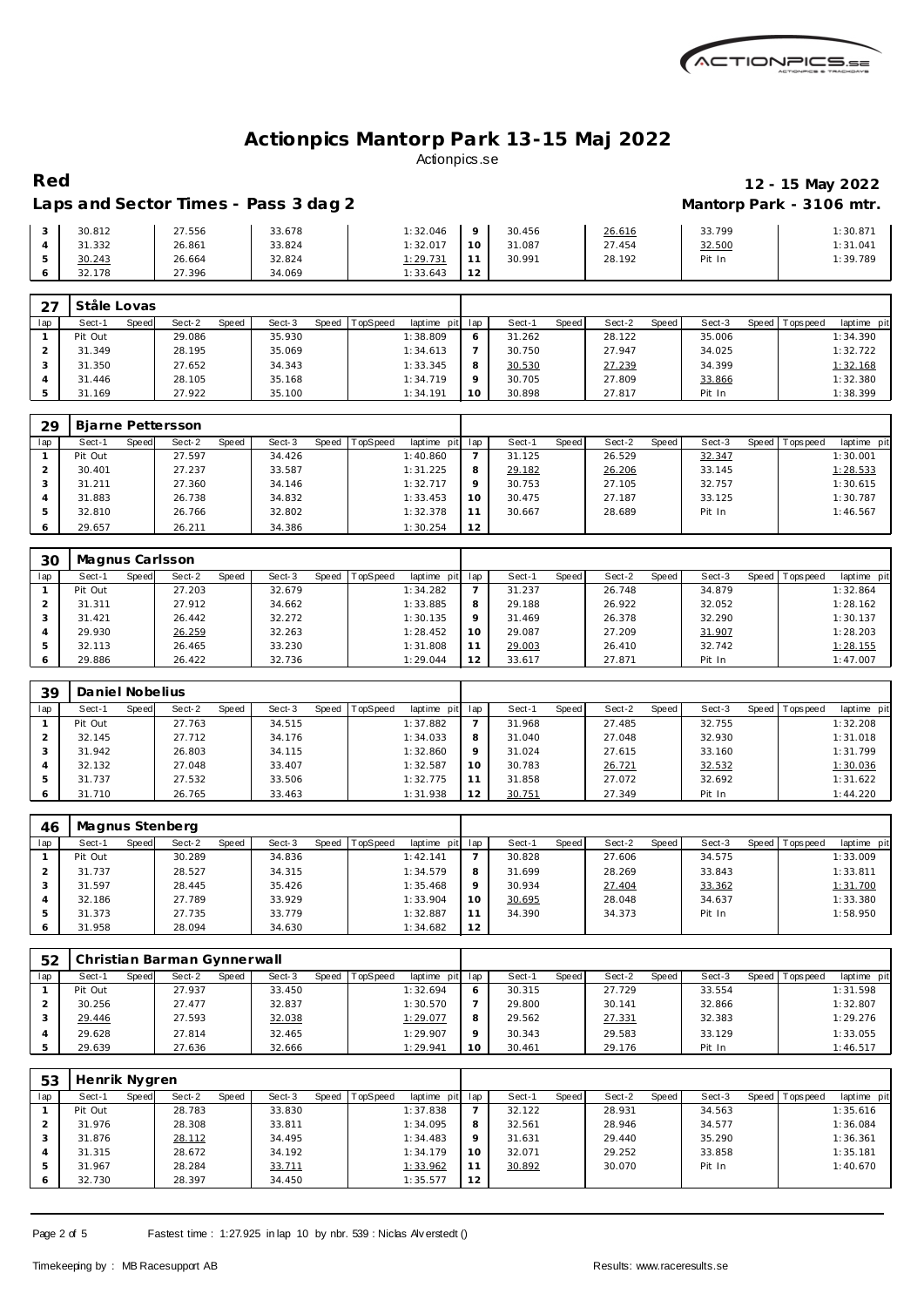# Actionpics Mantorp Park 13-15 Maj 2022

Actionpics.se

**Red** **12 - 15 May 2022**

**Laps and Sector Times - Pass 3 dag 2** **Mantorp Park - 3106 mtr.**

| lap | Sect-1 | Speed | Sect-2 | Speed | Sect-3 | Speed | TopSpeed | laptime pit | lap | Sect-1 | Speed | Sect-2 | Speed | Sect-3 | Speed | Topspeed | laptime pit |
|---|---|---|---|---|---|---|---|---|---|---|---|---|---|---|---|---|---|
| 3 | 30.812 | | 27.556 | | 33.678 | | | 1:32.046 | 9 | 30.456 | | 26.616 | | 33.799 | | | 1:30.871 |
| 4 | 31.332 | | 26.861 | | 33.824 | | | 1:32.017 | 10 | 31.087 | | 27.454 | | 32.500 | | | 1:31.041 |
| 5 | 30.243 | | 26.664 | | 32.824 | | | 1:29.731 | 11 | 30.991 | | 28.192 | | Pit In | | | 1:39.789 |
| 6 | 32.178 | | 27.396 | | 34.069 | | | 1:33.643 | 12 | | | | | | | | |

**27 Ståle Lovas**

| lap | Sect-1 | Speed | Sect-2 | Speed | Sect-3 | Speed | TopSpeed | laptime pit | lap | Sect-1 | Speed | Sect-2 | Speed | Sect-3 | Speed | Topspeed | laptime pit |
|---|---|---|---|---|---|---|---|---|---|---|---|---|---|---|---|---|---|
| 1 | Pit Out | | 29.086 | | 35.930 | | | 1:38.809 | 6 | 31.262 | | 28.122 | | 35.006 | | | 1:34.390 |
| 2 | 31.349 | | 28.195 | | 35.069 | | | 1:34.613 | 7 | 30.750 | | 27.947 | | 34.025 | | | 1:32.722 |
| 3 | 31.350 | | 27.652 | | 34.343 | | | 1:33.345 | 8 | 30.530 | | 27.239 | | 34.399 | | | 1:32.168 |
| 4 | 31.446 | | 28.105 | | 35.168 | | | 1:34.719 | 9 | 30.705 | | 27.809 | | 33.866 | | | 1:32.380 |
| 5 | 31.169 | | 27.922 | | 35.100 | | | 1:34.191 | 10 | 30.898 | | 27.817 | | Pit In | | | 1:38.399 |

**29 Bjarne Pettersson**

| lap | Sect-1 | Speed | Sect-2 | Speed | Sect-3 | Speed | TopSpeed | laptime pit | lap | Sect-1 | Speed | Sect-2 | Speed | Sect-3 | Speed | Topspeed | laptime pit |
|---|---|---|---|---|---|---|---|---|---|---|---|---|---|---|---|---|---|
| 1 | Pit Out | | 27.597 | | 34.426 | | | 1:40.860 | 7 | 31.125 | | 26.529 | | 32.347 | | | 1:30.001 |
| 2 | 30.401 | | 27.237 | | 33.587 | | | 1:31.225 | 8 | 29.182 | | 26.206 | | 33.145 | | | 1:28.533 |
| 3 | 31.211 | | 27.360 | | 34.146 | | | 1:32.717 | 9 | 30.753 | | 27.105 | | 32.757 | | | 1:30.615 |
| 4 | 31.883 | | 26.738 | | 34.832 | | | 1:33.453 | 10 | 30.475 | | 27.187 | | 33.125 | | | 1:30.787 |
| 5 | 32.810 | | 26.766 | | 32.802 | | | 1:32.378 | 11 | 30.667 | | 28.689 | | Pit In | | | 1:46.567 |
| 6 | 29.657 | | 26.211 | | 34.386 | | | 1:30.254 | 12 | | | | | | | | |

**30 Magnus Carlsson**

| lap | Sect-1 | Speed | Sect-2 | Speed | Sect-3 | Speed | TopSpeed | laptime pit | lap | Sect-1 | Speed | Sect-2 | Speed | Sect-3 | Speed | Topspeed | laptime pit |
|---|---|---|---|---|---|---|---|---|---|---|---|---|---|---|---|---|---|
| 1 | Pit Out | | 27.203 | | 32.679 | | | 1:34.282 | 7 | 31.237 | | 26.748 | | 34.879 | | | 1:32.864 |
| 2 | 31.311 | | 27.912 | | 34.662 | | | 1:33.885 | 8 | 29.188 | | 26.922 | | 32.052 | | | 1:28.162 |
| 3 | 31.421 | | 26.442 | | 32.272 | | | 1:30.135 | 9 | 31.469 | | 26.378 | | 32.290 | | | 1:30.137 |
| 4 | 29.930 | | 26.259 | | 32.263 | | | 1:28.452 | 10 | 29.087 | | 27.209 | | 31.907 | | | 1:28.203 |
| 5 | 32.113 | | 26.465 | | 33.230 | | | 1:31.808 | 11 | 29.003 | | 26.410 | | 32.742 | | | 1:28.155 |
| 6 | 29.886 | | 26.422 | | 32.736 | | | 1:29.044 | 12 | 33.617 | | 27.871 | | Pit In | | | 1:47.007 |

**39 Daniel Nobelius**

| lap | Sect-1 | Speed | Sect-2 | Speed | Sect-3 | Speed | TopSpeed | laptime pit | lap | Sect-1 | Speed | Sect-2 | Speed | Sect-3 | Speed | Topspeed | laptime pit |
|---|---|---|---|---|---|---|---|---|---|---|---|---|---|---|---|---|---|
| 1 | Pit Out | | 27.763 | | 34.515 | | | 1:37.882 | 7 | 31.968 | | 27.485 | | 32.755 | | | 1:32.208 |
| 2 | 32.145 | | 27.712 | | 34.176 | | | 1:34.033 | 8 | 31.040 | | 27.048 | | 32.930 | | | 1:31.018 |
| 3 | 31.942 | | 26.803 | | 34.115 | | | 1:32.860 | 9 | 31.024 | | 27.615 | | 33.160 | | | 1:31.799 |
| 4 | 32.132 | | 27.048 | | 33.407 | | | 1:32.587 | 10 | 30.783 | | 26.721 | | 32.532 | | | 1:30.036 |
| 5 | 31.737 | | 27.532 | | 33.506 | | | 1:32.775 | 11 | 31.858 | | 27.072 | | 32.692 | | | 1:31.622 |
| 6 | 31.710 | | 26.765 | | 33.463 | | | 1:31.938 | 12 | 30.751 | | 27.349 | | Pit In | | | 1:44.220 |

**46 Magnus Stenberg**

| lap | Sect-1 | Speed | Sect-2 | Speed | Sect-3 | Speed | TopSpeed | laptime pit | lap | Sect-1 | Speed | Sect-2 | Speed | Sect-3 | Speed | Topspeed | laptime pit |
|---|---|---|---|---|---|---|---|---|---|---|---|---|---|---|---|---|---|
| 1 | Pit Out | | 30.289 | | 34.836 | | | 1:42.141 | 7 | 30.828 | | 27.606 | | 34.575 | | | 1:33.009 |
| 2 | 31.737 | | 28.527 | | 34.315 | | | 1:34.579 | 8 | 31.699 | | 28.269 | | 33.843 | | | 1:33.811 |
| 3 | 31.597 | | 28.445 | | 35.426 | | | 1:35.468 | 9 | 30.934 | | 27.404 | | 33.362 | | | 1:31.700 |
| 4 | 32.186 | | 27.789 | | 33.929 | | | 1:33.904 | 10 | 30.695 | | 28.048 | | 34.637 | | | 1:33.380 |
| 5 | 31.373 | | 27.735 | | 33.779 | | | 1:32.887 | 11 | 34.390 | | 34.373 | | Pit In | | | 1:58.950 |
| 6 | 31.958 | | 28.094 | | 34.630 | | | 1:34.682 | 12 | | | | | | | | |

**52 Christian Barman Gynnerwall**

| lap | Sect-1 | Speed | Sect-2 | Speed | Sect-3 | Speed | TopSpeed | laptime pit | lap | Sect-1 | Speed | Sect-2 | Speed | Sect-3 | Speed | Topspeed | laptime pit |
|---|---|---|---|---|---|---|---|---|---|---|---|---|---|---|---|---|---|
| 1 | Pit Out | | 27.937 | | 33.450 | | | 1:32.694 | 6 | 30.315 | | 27.729 | | 33.554 | | | 1:31.598 |
| 2 | 30.256 | | 27.477 | | 32.837 | | | 1:30.570 | 7 | 29.800 | | 30.141 | | 32.866 | | | 1:32.807 |
| 3 | 29.446 | | 27.593 | | 32.038 | | | 1:29.077 | 8 | 29.562 | | 27.331 | | 32.383 | | | 1:29.276 |
| 4 | 29.628 | | 27.814 | | 32.465 | | | 1:29.907 | 9 | 30.343 | | 29.583 | | 33.129 | | | 1:33.055 |
| 5 | 29.639 | | 27.636 | | 32.666 | | | 1:29.941 | 10 | 30.461 | | 29.176 | | Pit In | | | 1:46.517 |

**53 Henrik Nygren**

| lap | Sect-1 | Speed | Sect-2 | Speed | Sect-3 | Speed | TopSpeed | laptime pit | lap | Sect-1 | Speed | Sect-2 | Speed | Sect-3 | Speed | Topspeed | laptime pit |
|---|---|---|---|---|---|---|---|---|---|---|---|---|---|---|---|---|---|
| 1 | Pit Out | | 28.783 | | 33.830 | | | 1:37.838 | 7 | 32.122 | | 28.931 | | 34.563 | | | 1:35.616 |
| 2 | 31.976 | | 28.308 | | 33.811 | | | 1:34.095 | 8 | 32.561 | | 28.946 | | 34.577 | | | 1:36.084 |
| 3 | 31.876 | | 28.112 | | 34.495 | | | 1:34.483 | 9 | 31.631 | | 29.440 | | 35.290 | | | 1:36.361 |
| 4 | 31.315 | | 28.672 | | 34.192 | | | 1:34.179 | 10 | 32.071 | | 29.252 | | 33.858 | | | 1:35.181 |
| 5 | 31.967 | | 28.284 | | 33.711 | | | 1:33.962 | 11 | 30.892 | | 30.070 | | Pit In | | | 1:40.670 |
| 6 | 32.730 | | 28.397 | | 34.450 | | | 1:35.577 | 12 | | | | | | | | |

Fastest time : 1:27.925 in lap 10 by nbr. 539 : Niclas Alverstedt ()

Timekeeping by : MB Racesupport AB

Results: www.raceresults.se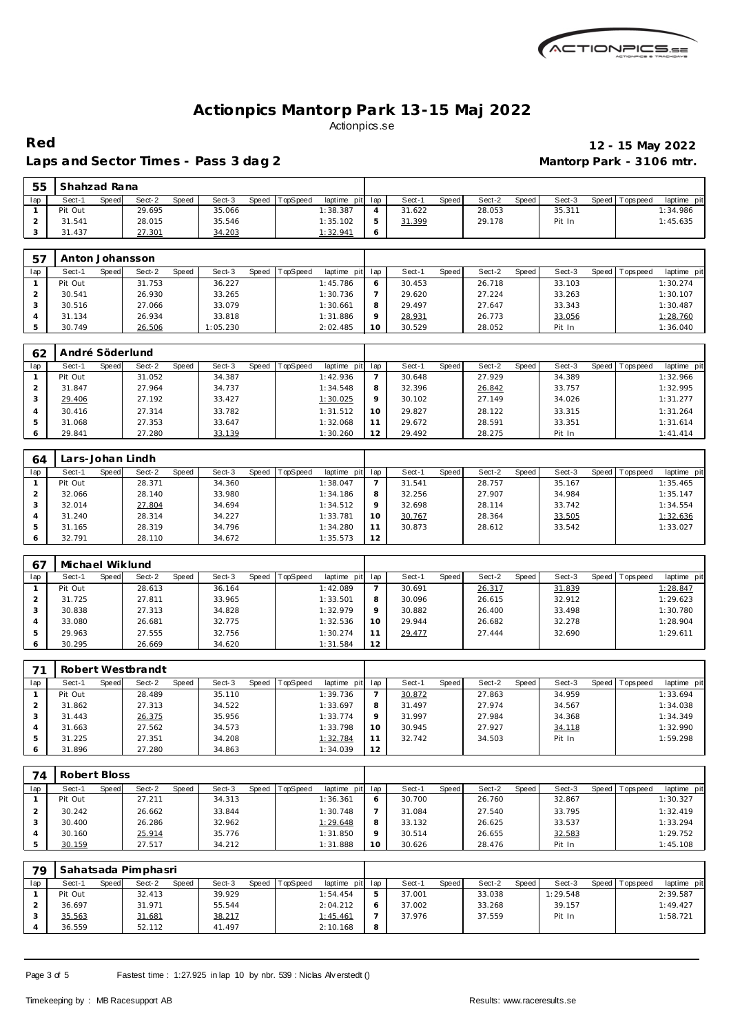# Actionpics Mantorp Park 13-15 Maj 2022

Actionpics.se

**Red** — **12 - 15 May 2022**

**Laps and Sector Times - Pass 3 dag 2** — **Mantorp Park - 3106 mtr.**

| 55 | Shahzad Rana | | | | | | | | | | | | | | | | |
|---|---|---|---|---|---|---|---|---|---|---|---|---|---|---|---|---|---|
| lap | Sect-1 | Speed | Sect-2 | Speed | Sect-3 | Speed | TopSpeed | laptime pit | lap | Sect-1 | Speed | Sect-2 | Speed | Sect-3 | Speed | Topspeed | laptime pit |
| 1 | Pit Out | | 29.695 | | 35.066 | | | 1:38.387 | 4 | 31.622 | | 28.053 | | 35.311 | | | 1:34.986 |
| 2 | 31.541 | | 28.015 | | 35.546 | | | 1:35.102 | 5 | 31.399 | | 29.178 | | Pit In | | | 1:45.635 |
| 3 | 31.437 | | 27.301 | | 34.203 | | | 1:32.941 | 6 | | | | | | | | |

| 57 | Anton Johansson | | | | | | | | | | | | | | | | |
|---|---|---|---|---|---|---|---|---|---|---|---|---|---|---|---|---|---|
| lap | Sect-1 | Speed | Sect-2 | Speed | Sect-3 | Speed | TopSpeed | laptime pit | lap | Sect-1 | Speed | Sect-2 | Speed | Sect-3 | Speed | Topspeed | laptime pit |
| 1 | Pit Out | | 31.753 | | 36.227 | | | 1:45.786 | 6 | 30.453 | | 26.718 | | 33.103 | | | 1:30.274 |
| 2 | 30.541 | | 26.930 | | 33.265 | | | 1:30.736 | 7 | 29.620 | | 27.224 | | 33.263 | | | 1:30.107 |
| 3 | 30.516 | | 27.066 | | 33.079 | | | 1:30.661 | 8 | 29.497 | | 27.647 | | 33.343 | | | 1:30.487 |
| 4 | 31.134 | | 26.934 | | 33.818 | | | 1:31.886 | 9 | 28.931 | | 26.773 | | 33.056 | | | 1:28.760 |
| 5 | 30.749 | | 26.506 | | 1:05.230 | | | 2:02.485 | 10 | 30.529 | | 28.052 | | Pit In | | | 1:36.040 |

| 62 | André Söderlund | | | | | | | | | | | | | | | | |
|---|---|---|---|---|---|---|---|---|---|---|---|---|---|---|---|---|---|
| lap | Sect-1 | Speed | Sect-2 | Speed | Sect-3 | Speed | TopSpeed | laptime pit | lap | Sect-1 | Speed | Sect-2 | Speed | Sect-3 | Speed | Topspeed | laptime pit |
| 1 | Pit Out | | 31.052 | | 34.387 | | | 1:42.936 | 7 | 30.648 | | 27.929 | | 34.389 | | | 1:32.966 |
| 2 | 31.847 | | 27.964 | | 34.737 | | | 1:34.548 | 8 | 32.396 | | 26.842 | | 33.757 | | | 1:32.995 |
| 3 | 29.406 | | 27.192 | | 33.427 | | | 1:30.025 | 9 | 30.102 | | 27.149 | | 34.026 | | | 1:31.277 |
| 4 | 30.416 | | 27.314 | | 33.782 | | | 1:31.512 | 10 | 29.827 | | 28.122 | | 33.315 | | | 1:31.264 |
| 5 | 31.068 | | 27.353 | | 33.647 | | | 1:32.068 | 11 | 29.672 | | 28.591 | | 33.351 | | | 1:31.614 |
| 6 | 29.841 | | 27.280 | | 33.139 | | | 1:30.260 | 12 | 29.492 | | 28.275 | | Pit In | | | 1:41.414 |

| 64 | Lars-Johan Lindh | | | | | | | | | | | | | | | | |
|---|---|---|---|---|---|---|---|---|---|---|---|---|---|---|---|---|---|
| lap | Sect-1 | Speed | Sect-2 | Speed | Sect-3 | Speed | TopSpeed | laptime pit | lap | Sect-1 | Speed | Sect-2 | Speed | Sect-3 | Speed | Topspeed | laptime pit |
| 1 | Pit Out | | 28.371 | | 34.360 | | | 1:38.047 | 7 | 31.541 | | 28.757 | | 35.167 | | | 1:35.465 |
| 2 | 32.066 | | 28.140 | | 33.980 | | | 1:34.186 | 8 | 32.256 | | 27.907 | | 34.984 | | | 1:35.147 |
| 3 | 32.014 | | 27.804 | | 34.694 | | | 1:34.512 | 9 | 32.698 | | 28.114 | | 33.742 | | | 1:34.554 |
| 4 | 31.240 | | 28.314 | | 34.227 | | | 1:33.781 | 10 | 30.767 | | 28.364 | | 33.505 | | | 1:32.636 |
| 5 | 31.165 | | 28.319 | | 34.796 | | | 1:34.280 | 11 | 30.873 | | 28.612 | | 33.542 | | | 1:33.027 |
| 6 | 32.791 | | 28.110 | | 34.672 | | | 1:35.573 | 12 | | | | | | | | |

| 67 | Michael Wiklund | | | | | | | | | | | | | | | | |
|---|---|---|---|---|---|---|---|---|---|---|---|---|---|---|---|---|---|
| lap | Sect-1 | Speed | Sect-2 | Speed | Sect-3 | Speed | TopSpeed | laptime pit | lap | Sect-1 | Speed | Sect-2 | Speed | Sect-3 | Speed | Topspeed | laptime pit |
| 1 | Pit Out | | 28.613 | | 36.164 | | | 1:42.089 | 7 | 30.691 | | 26.317 | | 31.839 | | | 1:28.847 |
| 2 | 31.725 | | 27.811 | | 33.965 | | | 1:33.501 | 8 | 30.096 | | 26.615 | | 32.912 | | | 1:29.623 |
| 3 | 30.838 | | 27.313 | | 34.828 | | | 1:32.979 | 9 | 30.882 | | 26.400 | | 33.498 | | | 1:30.780 |
| 4 | 33.080 | | 26.681 | | 32.775 | | | 1:32.536 | 10 | 29.944 | | 26.682 | | 32.278 | | | 1:28.904 |
| 5 | 29.963 | | 27.555 | | 32.756 | | | 1:30.274 | 11 | 29.477 | | 27.444 | | 32.690 | | | 1:29.611 |
| 6 | 30.295 | | 26.669 | | 34.620 | | | 1:31.584 | 12 | | | | | | | | |

| 71 | Robert Westbrandt | | | | | | | | | | | | | | | | |
|---|---|---|---|---|---|---|---|---|---|---|---|---|---|---|---|---|---|
| lap | Sect-1 | Speed | Sect-2 | Speed | Sect-3 | Speed | TopSpeed | laptime pit | lap | Sect-1 | Speed | Sect-2 | Speed | Sect-3 | Speed | Topspeed | laptime pit |
| 1 | Pit Out | | 28.489 | | 35.110 | | | 1:39.736 | 7 | 30.872 | | 27.863 | | 34.959 | | | 1:33.694 |
| 2 | 31.862 | | 27.313 | | 34.522 | | | 1:33.697 | 8 | 31.497 | | 27.974 | | 34.567 | | | 1:34.038 |
| 3 | 31.443 | | 26.375 | | 35.956 | | | 1:33.774 | 9 | 31.997 | | 27.984 | | 34.368 | | | 1:34.349 |
| 4 | 31.663 | | 27.562 | | 34.573 | | | 1:33.798 | 10 | 30.945 | | 27.927 | | 34.118 | | | 1:32.990 |
| 5 | 31.225 | | 27.351 | | 34.208 | | | 1:32.784 | 11 | 32.742 | | 34.503 | | Pit In | | | 1:59.298 |
| 6 | 31.896 | | 27.280 | | 34.863 | | | 1:34.039 | 12 | | | | | | | | |

| 74 | Robert Bloss | | | | | | | | | | | | | | | | |
|---|---|---|---|---|---|---|---|---|---|---|---|---|---|---|---|---|---|
| lap | Sect-1 | Speed | Sect-2 | Speed | Sect-3 | Speed | TopSpeed | laptime pit | lap | Sect-1 | Speed | Sect-2 | Speed | Sect-3 | Speed | Topspeed | laptime pit |
| 1 | Pit Out | | 27.211 | | 34.313 | | | 1:36.361 | 6 | 30.700 | | 26.760 | | 32.867 | | | 1:30.327 |
| 2 | 30.242 | | 26.662 | | 33.844 | | | 1:30.748 | 7 | 31.084 | | 27.540 | | 33.795 | | | 1:32.419 |
| 3 | 30.400 | | 26.286 | | 32.962 | | | 1:29.648 | 8 | 33.132 | | 26.625 | | 33.537 | | | 1:33.294 |
| 4 | 30.160 | | 25.914 | | 35.776 | | | 1:31.850 | 9 | 30.514 | | 26.655 | | 32.583 | | | 1:29.752 |
| 5 | 30.159 | | 27.517 | | 34.212 | | | 1:31.888 | 10 | 30.626 | | 28.476 | | Pit In | | | 1:45.108 |

| 79 | Sahatsada Pimphasri | | | | | | | | | | | | | | | | |
|---|---|---|---|---|---|---|---|---|---|---|---|---|---|---|---|---|---|
| lap | Sect-1 | Speed | Sect-2 | Speed | Sect-3 | Speed | TopSpeed | laptime pit | lap | Sect-1 | Speed | Sect-2 | Speed | Sect-3 | Speed | Topspeed | laptime pit |
| 1 | Pit Out | | 32.413 | | 39.929 | | | 1:54.454 | 5 | 37.001 | | 33.038 | | 1:29.548 | | | 2:39.587 |
| 2 | 36.697 | | 31.971 | | 55.544 | | | 2:04.212 | 6 | 37.002 | | 33.268 | | 39.157 | | | 1:49.427 |
| 3 | 35.563 | | 31.681 | | 38.217 | | | 1:45.461 | 7 | 37.976 | | 37.559 | | Pit In | | | 1:58.721 |
| 4 | 36.559 | | 52.112 | | 41.497 | | | 2:10.168 | 8 | | | | | | | | |

Fastest time : 1:27.925 in lap 10 by nbr. 539 : Niclas Alverstedt ()

Timekeeping by : MB Racesupport AB — Results: www.raceresults.se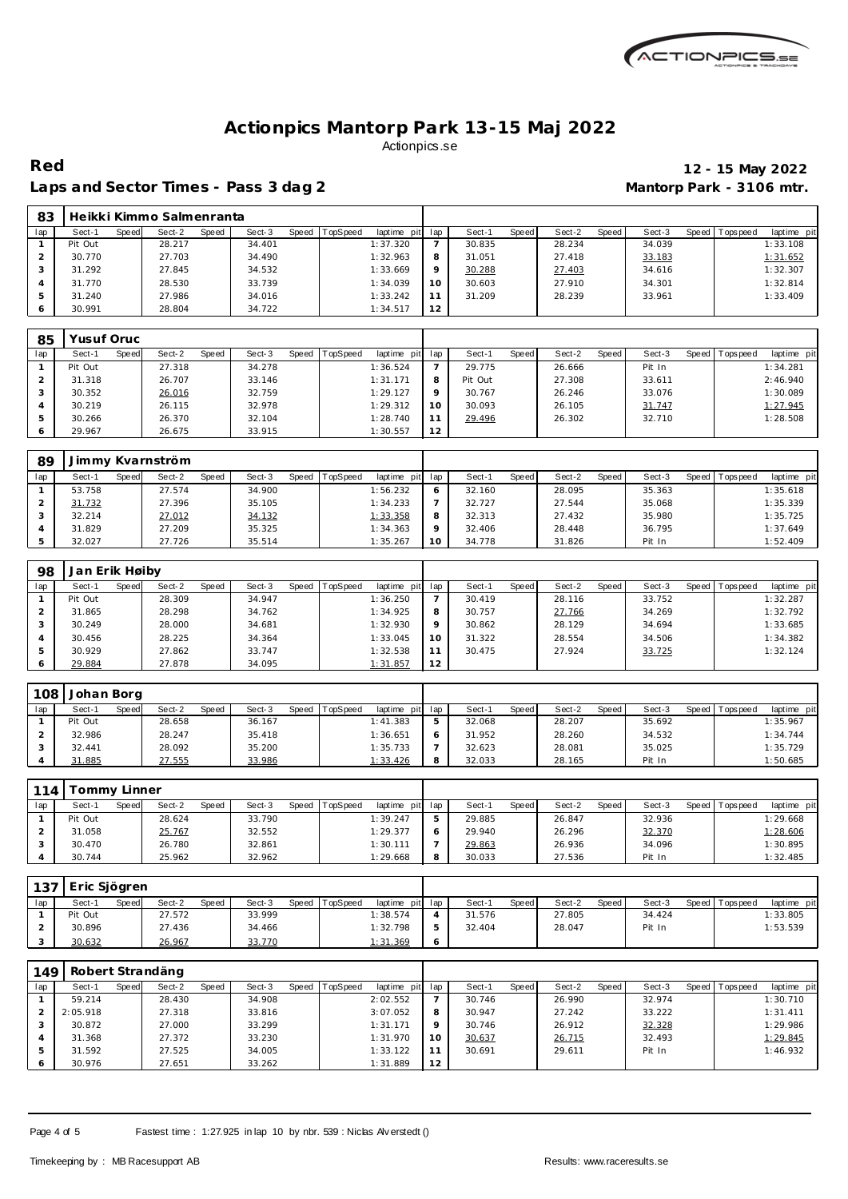# Actionpics Mantorp Park 13-15 Maj 2022

Actionpics.se

**Red** **12 - 15 May 2022**

**Laps and Sector Times - Pass 3 dag 2** **Mantorp Park - 3106 mtr.**

| 83 | Heikki Kimmo Salmenranta | | | | | | | | | | | | | | | | | |
|---|---|---|---|---|---|---|---|---|---|---|---|---|---|---|---|---|---|---|
| lap | Sect-1 | Speed | Sect-2 | Speed | Sect-3 | Speed | TopSpeed | laptime pit | lap | Sect-1 | Speed | Sect-2 | Speed | Sect-3 | Speed | Topspeed | laptime pit |
| 1 | Pit Out | | 28.217 | | 34.401 | | | 1:37.320 | 7 | 30.835 | | 28.234 | | 34.039 | | | 1:33.108 |
| 2 | 30.770 | | 27.703 | | 34.490 | | | 1:32.963 | 8 | 31.051 | | 27.418 | | 33.183 | | | 1:31.652 |
| 3 | 31.292 | | 27.845 | | 34.532 | | | 1:33.669 | 9 | 30.288 | | 27.403 | | 34.616 | | | 1:32.307 |
| 4 | 31.770 | | 28.530 | | 33.739 | | | 1:34.039 | 10 | 30.603 | | 27.910 | | 34.301 | | | 1:32.814 |
| 5 | 31.240 | | 27.986 | | 34.016 | | | 1:33.242 | 11 | 31.209 | | 28.239 | | 33.961 | | | 1:33.409 |
| 6 | 30.991 | | 28.804 | | 34.722 | | | 1:34.517 | 12 | | | | | | | | |

| 85 | Yusuf Oruc | | | | | | | | | | | | | | | | |
|---|---|---|---|---|---|---|---|---|---|---|---|---|---|---|---|---|---|
| lap | Sect-1 | Speed | Sect-2 | Speed | Sect-3 | Speed | TopSpeed | laptime pit | lap | Sect-1 | Speed | Sect-2 | Speed | Sect-3 | Speed | Topspeed | laptime pit |
| 1 | Pit Out | | 27.318 | | 34.278 | | | 1:36.524 | 7 | 29.775 | | 26.666 | | Pit In | | | 1:34.281 |
| 2 | 31.318 | | 26.707 | | 33.146 | | | 1:31.171 | 8 | Pit Out | | 27.308 | | 33.611 | | | 2:46.940 |
| 3 | 30.352 | | 26.016 | | 32.759 | | | 1:29.127 | 9 | 30.767 | | 26.246 | | 33.076 | | | 1:30.089 |
| 4 | 30.219 | | 26.115 | | 32.978 | | | 1:29.312 | 10 | 30.093 | | 26.105 | | 31.747 | | | 1:27.945 |
| 5 | 30.266 | | 26.370 | | 32.104 | | | 1:28.740 | 11 | 29.496 | | 26.302 | | 32.710 | | | 1:28.508 |
| 6 | 29.967 | | 26.675 | | 33.915 | | | 1:30.557 | 12 | | | | | | | | |

| 89 | Jimmy Kvarnström | | | | | | | | | | | | | | | | |
|---|---|---|---|---|---|---|---|---|---|---|---|---|---|---|---|---|---|
| lap | Sect-1 | Speed | Sect-2 | Speed | Sect-3 | Speed | TopSpeed | laptime pit | lap | Sect-1 | Speed | Sect-2 | Speed | Sect-3 | Speed | Topspeed | laptime pit |
| 1 | 53.758 | | 27.574 | | 34.900 | | | 1:56.232 | 6 | 32.160 | | 28.095 | | 35.363 | | | 1:35.618 |
| 2 | 31.732 | | 27.396 | | 35.105 | | | 1:34.233 | 7 | 32.727 | | 27.544 | | 35.068 | | | 1:35.339 |
| 3 | 32.214 | | 27.012 | | 34.132 | | | 1:33.358 | 8 | 32.313 | | 27.432 | | 35.980 | | | 1:35.725 |
| 4 | 31.829 | | 27.209 | | 35.325 | | | 1:34.363 | 9 | 32.406 | | 28.448 | | 36.795 | | | 1:37.649 |
| 5 | 32.027 | | 27.726 | | 35.514 | | | 1:35.267 | 10 | 34.778 | | 31.826 | | Pit In | | | 1:52.409 |

| 98 | Jan Erik Høiby | | | | | | | | | | | | | | | | |
|---|---|---|---|---|---|---|---|---|---|---|---|---|---|---|---|---|---|
| lap | Sect-1 | Speed | Sect-2 | Speed | Sect-3 | Speed | TopSpeed | laptime pit | lap | Sect-1 | Speed | Sect-2 | Speed | Sect-3 | Speed | Topspeed | laptime pit |
| 1 | Pit Out | | 28.309 | | 34.947 | | | 1:36.250 | 7 | 30.419 | | 28.116 | | 33.752 | | | 1:32.287 |
| 2 | 31.865 | | 28.298 | | 34.762 | | | 1:34.925 | 8 | 30.757 | | 27.766 | | 34.269 | | | 1:32.792 |
| 3 | 30.249 | | 28.000 | | 34.681 | | | 1:32.930 | 9 | 30.862 | | 28.129 | | 34.694 | | | 1:33.685 |
| 4 | 30.456 | | 28.225 | | 34.364 | | | 1:33.045 | 10 | 31.322 | | 28.554 | | 34.506 | | | 1:34.382 |
| 5 | 30.929 | | 27.862 | | 33.747 | | | 1:32.538 | 11 | 30.475 | | 27.924 | | 33.725 | | | 1:32.124 |
| 6 | 29.884 | | 27.878 | | 34.095 | | | 1:31.857 | 12 | | | | | | | | |

| 108 | Johan Borg | | | | | | | | | | | | | | | | |
|---|---|---|---|---|---|---|---|---|---|---|---|---|---|---|---|---|---|
| lap | Sect-1 | Speed | Sect-2 | Speed | Sect-3 | Speed | TopSpeed | laptime pit | lap | Sect-1 | Speed | Sect-2 | Speed | Sect-3 | Speed | Topspeed | laptime pit |
| 1 | Pit Out | | 28.658 | | 36.167 | | | 1:41.383 | 5 | 32.068 | | 28.207 | | 35.692 | | | 1:35.967 |
| 2 | 32.986 | | 28.247 | | 35.418 | | | 1:36.651 | 6 | 31.952 | | 28.260 | | 34.532 | | | 1:34.744 |
| 3 | 32.441 | | 28.092 | | 35.200 | | | 1:35.733 | 7 | 32.623 | | 28.081 | | 35.025 | | | 1:35.729 |
| 4 | 31.885 | | 27.555 | | 33.986 | | | 1:33.426 | 8 | 32.033 | | 28.165 | | Pit In | | | 1:50.685 |

| 114 | Tommy Linner | | | | | | | | | | | | | | | | |
|---|---|---|---|---|---|---|---|---|---|---|---|---|---|---|---|---|---|
| lap | Sect-1 | Speed | Sect-2 | Speed | Sect-3 | Speed | TopSpeed | laptime pit | lap | Sect-1 | Speed | Sect-2 | Speed | Sect-3 | Speed | Topspeed | laptime pit |
| 1 | Pit Out | | 28.624 | | 33.790 | | | 1:39.247 | 5 | 29.885 | | 26.847 | | 32.936 | | | 1:29.668 |
| 2 | 31.058 | | 25.767 | | 32.552 | | | 1:29.377 | 6 | 29.940 | | 26.296 | | 32.370 | | | 1:28.606 |
| 3 | 30.470 | | 26.780 | | 32.861 | | | 1:30.111 | 7 | 29.863 | | 26.936 | | 34.096 | | | 1:30.895 |
| 4 | 30.744 | | 25.962 | | 32.962 | | | 1:29.668 | 8 | 30.033 | | 27.536 | | Pit In | | | 1:32.485 |

| 137 | Eric Sjögren | | | | | | | | | | | | | | | | |
|---|---|---|---|---|---|---|---|---|---|---|---|---|---|---|---|---|---|
| lap | Sect-1 | Speed | Sect-2 | Speed | Sect-3 | Speed | TopSpeed | laptime pit | lap | Sect-1 | Speed | Sect-2 | Speed | Sect-3 | Speed | Topspeed | laptime pit |
| 1 | Pit Out | | 27.572 | | 33.999 | | | 1:38.574 | 4 | 31.576 | | 27.805 | | 34.424 | | | 1:33.805 |
| 2 | 30.896 | | 27.436 | | 34.466 | | | 1:32.798 | 5 | 32.404 | | 28.047 | | Pit In | | | 1:53.539 |
| 3 | 30.632 | | 26.967 | | 33.770 | | | 1:31.369 | 6 | | | | | | | | |

| 149 | Robert Strandäng | | | | | | | | | | | | | | | | |
|---|---|---|---|---|---|---|---|---|---|---|---|---|---|---|---|---|---|
| lap | Sect-1 | Speed | Sect-2 | Speed | Sect-3 | Speed | TopSpeed | laptime pit | lap | Sect-1 | Speed | Sect-2 | Speed | Sect-3 | Speed | Topspeed | laptime pit |
| 1 | 59.214 | | 28.430 | | 34.908 | | | 2:02.552 | 7 | 30.746 | | 26.990 | | 32.974 | | | 1:30.710 |
| 2 | 2:05.918 | | 27.318 | | 33.816 | | | 3:07.052 | 8 | 30.947 | | 27.242 | | 33.222 | | | 1:31.411 |
| 3 | 30.872 | | 27.000 | | 33.299 | | | 1:31.171 | 9 | 30.746 | | 26.912 | | 32.328 | | | 1:29.986 |
| 4 | 31.368 | | 27.372 | | 33.230 | | | 1:31.970 | 10 | 30.637 | | 26.715 | | 32.493 | | | 1:29.845 |
| 5 | 31.592 | | 27.525 | | 34.005 | | | 1:33.122 | 11 | 30.691 | | 29.611 | | Pit In | | | 1:46.932 |
| 6 | 30.976 | | 27.651 | | 33.262 | | | 1:31.889 | 12 | | | | | | | | |

Fastest time : 1:27.925 in lap 10 by nbr. 539 : Niclas Alverstedt ()

Timekeeping by : MB Racesupport AB

Results: www.raceresults.se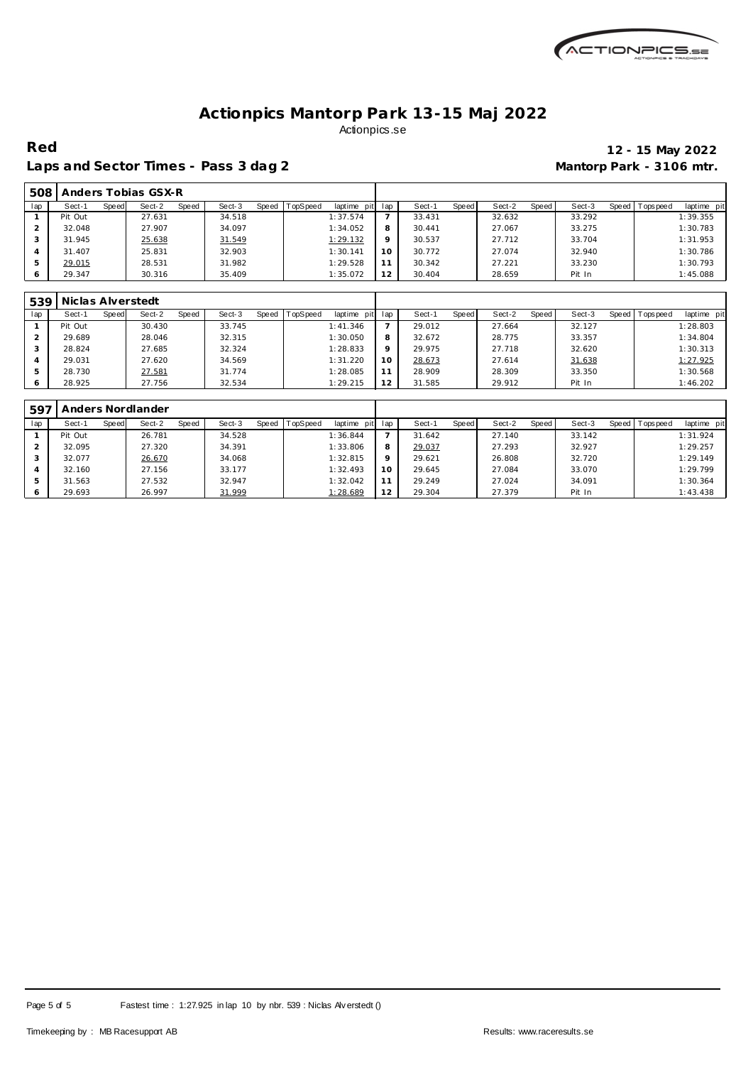# Actionpics Mantorp Park 13-15 Maj 2022

Actionpics.se

**Red** **12 - 15 May 2022**

**Laps and Sector Times - Pass 3 dag 2** **Mantorp Park - 3106 mtr.**

**508 Anders Tobias GSX-R**

| lap | Sect-1 | Speed | Sect-2 | Speed | Sect-3 | Speed | TopSpeed | laptime pit | lap | Sect-1 | Speed | Sect-2 | Speed | Sect-3 | Speed | Topspeed | laptime pit |
|---|---|---|---|---|---|---|---|---|---|---|---|---|---|---|---|---|---|
| 1 | Pit Out | | 27.631 | | 34.518 | | | 1:37.574 | 7 | 33.431 | | 32.632 | | 33.292 | | | 1:39.355 |
| 2 | 32.048 | | 27.907 | | 34.097 | | | 1:34.052 | 8 | 30.441 | | 27.067 | | 33.275 | | | 1:30.783 |
| 3 | 31.945 | | 25.638 | | 31.549 | | | 1:29.132 | 9 | 30.537 | | 27.712 | | 33.704 | | | 1:31.953 |
| 4 | 31.407 | | 25.831 | | 32.903 | | | 1:30.141 | 10 | 30.772 | | 27.074 | | 32.940 | | | 1:30.786 |
| 5 | 29.015 | | 28.531 | | 31.982 | | | 1:29.528 | 11 | 30.342 | | 27.221 | | 33.230 | | | 1:30.793 |
| 6 | 29.347 | | 30.316 | | 35.409 | | | 1:35.072 | 12 | 30.404 | | 28.659 | | Pit In | | | 1:45.088 |

**539 Niclas Alverstedt**

| lap | Sect-1 | Speed | Sect-2 | Speed | Sect-3 | Speed | TopSpeed | laptime pit | lap | Sect-1 | Speed | Sect-2 | Speed | Sect-3 | Speed | Topspeed | laptime pit |
|---|---|---|---|---|---|---|---|---|---|---|---|---|---|---|---|---|---|
| 1 | Pit Out | | 30.430 | | 33.745 | | | 1:41.346 | 7 | 29.012 | | 27.664 | | 32.127 | | | 1:28.803 |
| 2 | 29.689 | | 28.046 | | 32.315 | | | 1:30.050 | 8 | 32.672 | | 28.775 | | 33.357 | | | 1:34.804 |
| 3 | 28.824 | | 27.685 | | 32.324 | | | 1:28.833 | 9 | 29.975 | | 27.718 | | 32.620 | | | 1:30.313 |
| 4 | 29.031 | | 27.620 | | 34.569 | | | 1:31.220 | 10 | 28.673 | | 27.614 | | 31.638 | | | 1:27.925 |
| 5 | 28.730 | | 27.581 | | 31.774 | | | 1:28.085 | 11 | 28.909 | | 28.309 | | 33.350 | | | 1:30.568 |
| 6 | 28.925 | | 27.756 | | 32.534 | | | 1:29.215 | 12 | 31.585 | | 29.912 | | Pit In | | | 1:46.202 |

**597 Anders Nordlander**

| lap | Sect-1 | Speed | Sect-2 | Speed | Sect-3 | Speed | TopSpeed | laptime pit | lap | Sect-1 | Speed | Sect-2 | Speed | Sect-3 | Speed | Topspeed | laptime pit |
|---|---|---|---|---|---|---|---|---|---|---|---|---|---|---|---|---|---|
| 1 | Pit Out | | 26.781 | | 34.528 | | | 1:36.844 | 7 | 31.642 | | 27.140 | | 33.142 | | | 1:31.924 |
| 2 | 32.095 | | 27.320 | | 34.391 | | | 1:33.806 | 8 | 29.037 | | 27.293 | | 32.927 | | | 1:29.257 |
| 3 | 32.077 | | 26.670 | | 34.068 | | | 1:32.815 | 9 | 29.621 | | 26.808 | | 32.720 | | | 1:29.149 |
| 4 | 32.160 | | 27.156 | | 33.177 | | | 1:32.493 | 10 | 29.645 | | 27.084 | | 33.070 | | | 1:29.799 |
| 5 | 31.563 | | 27.532 | | 32.947 | | | 1:32.042 | 11 | 29.249 | | 27.024 | | 34.091 | | | 1:30.364 |
| 6 | 29.693 | | 26.997 | | 31.999 | | | 1:28.689 | 12 | 29.304 | | 27.379 | | Pit In | | | 1:43.438 |

Fastest time : 1:27.925 in lap 10 by nbr. 539 : Niclas Alverstedt ()

Timekeeping by : MB Racesupport AB

Results: www.raceresults.se